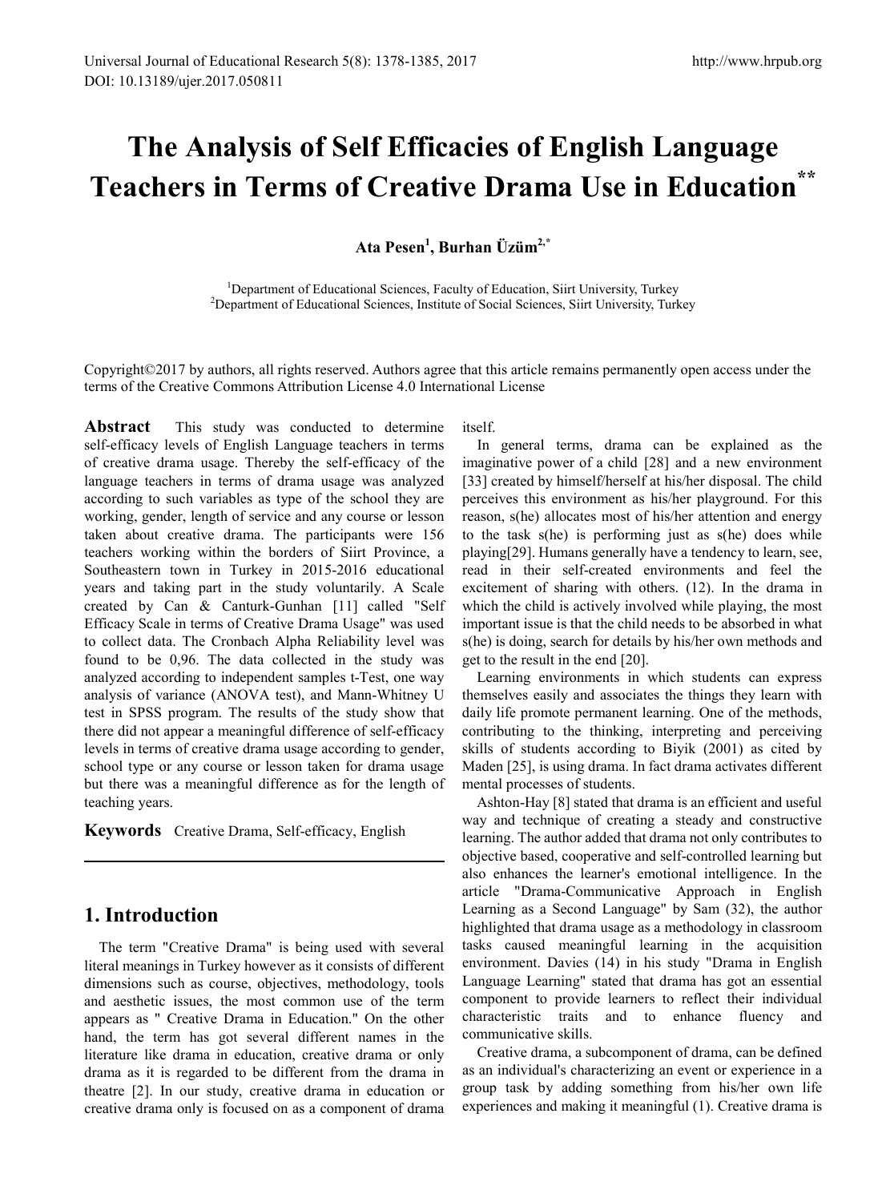# The Analysis of Self Efficacies of English Language Teachers in Terms of Creative Drama Use in Education**

**Ata Pesen[1], Burhan Üzüm[2,*]**

[1]Department of Educational Sciences, Faculty of Education, Siirt University, Turkey
[2]Department of Educational Sciences, Institute of Social Sciences, Siirt University, Turkey

Copyright©2017 by authors, all rights reserved. Authors agree that this article remains permanently open access under the terms of the Creative Commons Attribution License 4.0 International License

**Abstract** This study was conducted to determine self-efficacy levels of English Language teachers in terms of creative drama usage. Thereby the self-efficacy of the language teachers in terms of drama usage was analyzed according to such variables as type of the school they are working, gender, length of service and any course or lesson taken about creative drama. The participants were 156 teachers working within the borders of Siirt Province, a Southeastern town in Turkey in 2015-2016 educational years and taking part in the study voluntarily. A Scale created by Can & Canturk-Gunhan [11] called "Self Efficacy Scale in terms of Creative Drama Usage" was used to collect data. The Cronbach Alpha Reliability level was found to be 0,96. The data collected in the study was analyzed according to independent samples t-Test, one way analysis of variance (ANOVA test), and Mann-Whitney U test in SPSS program. The results of the study show that there did not appear a meaningful difference of self-efficacy levels in terms of creative drama usage according to gender, school type or any course or lesson taken for drama usage but there was a meaningful difference as for the length of teaching years.

**Keywords** Creative Drama, Self-efficacy, English

## 1. Introduction

The term "Creative Drama" is being used with several literal meanings in Turkey however as it consists of different dimensions such as course, objectives, methodology, tools and aesthetic issues, the most common use of the term appears as " Creative Drama in Education." On the other hand, the term has got several different names in the literature like drama in education, creative drama or only drama as it is regarded to be different from the drama in theatre [2]. In our study, creative drama in education or creative drama only is focused on as a component of drama itself.

In general terms, drama can be explained as the imaginative power of a child [28] and a new environment [33] created by himself/herself at his/her disposal. The child perceives this environment as his/her playground. For this reason, s(he) allocates most of his/her attention and energy to the task s(he) is performing just as s(he) does while playing[29]. Humans generally have a tendency to learn, see, read in their self-created environments and feel the excitement of sharing with others. (12). In the drama in which the child is actively involved while playing, the most important issue is that the child needs to be absorbed in what s(he) is doing, search for details by his/her own methods and get to the result in the end [20].

Learning environments in which students can express themselves easily and associates the things they learn with daily life promote permanent learning. One of the methods, contributing to the thinking, interpreting and perceiving skills of students according to Biyik (2001) as cited by Maden [25], is using drama. In fact drama activates different mental processes of students.

Ashton-Hay [8] stated that drama is an efficient and useful way and technique of creating a steady and constructive learning. The author added that drama not only contributes to objective based, cooperative and self-controlled learning but also enhances the learner's emotional intelligence. In the article "Drama-Communicative Approach in English Learning as a Second Language" by Sam (32), the author highlighted that drama usage as a methodology in classroom tasks caused meaningful learning in the acquisition environment. Davies (14) in his study "Drama in English Language Learning" stated that drama has got an essential component to provide learners to reflect their individual characteristic traits and to enhance fluency and communicative skills.

Creative drama, a subcomponent of drama, can be defined as an individual's characterizing an event or experience in a group task by adding something from his/her own life experiences and making it meaningful (1). Creative drama is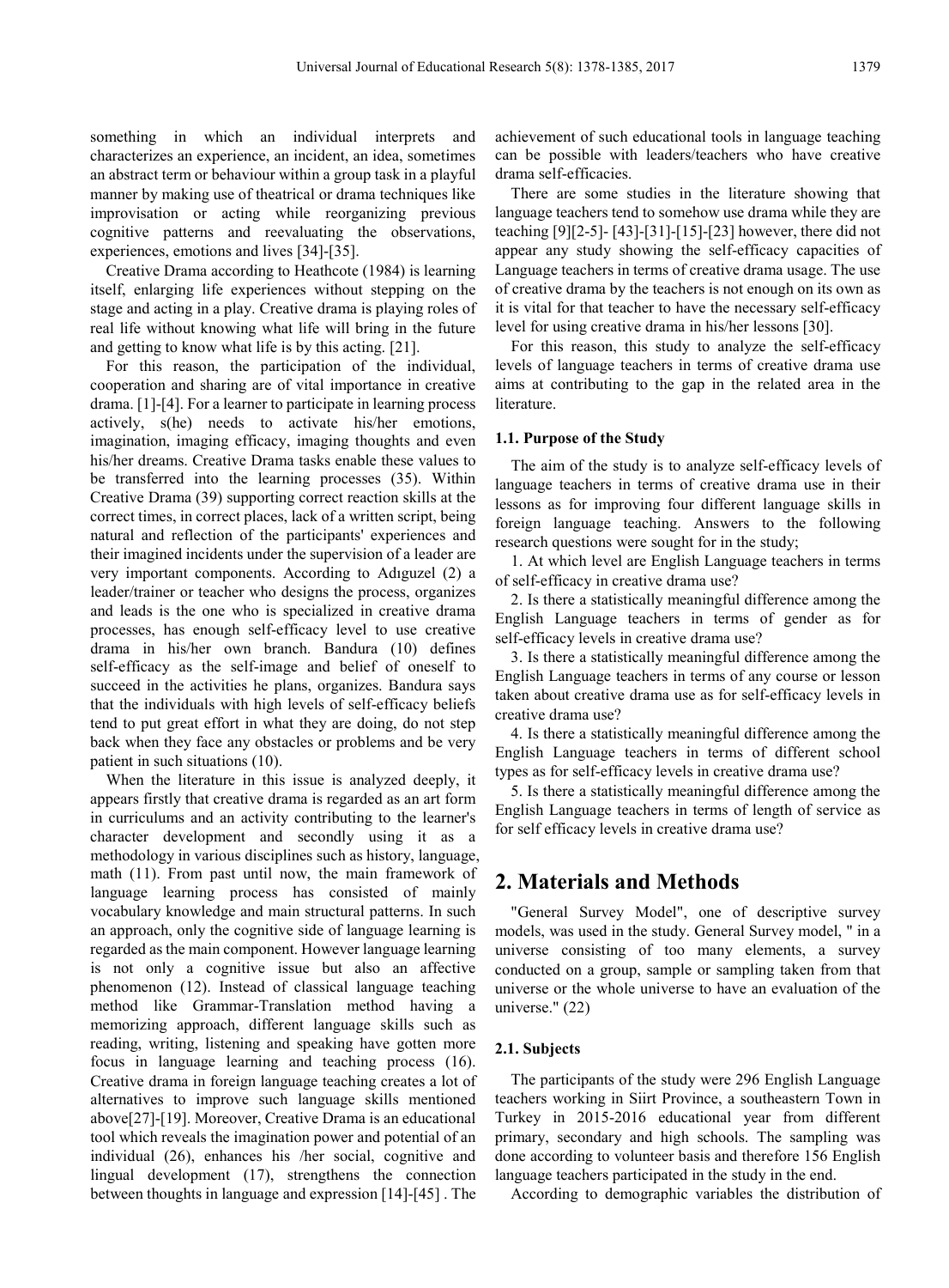something in which an individual interprets and characterizes an experience, an incident, an idea, sometimes an abstract term or behaviour within a group task in a playful manner by making use of theatrical or drama techniques like improvisation or acting while reorganizing previous cognitive patterns and reevaluating the observations, experiences, emotions and lives [34]-[35].

Creative Drama according to Heathcote (1984) is learning itself, enlarging life experiences without stepping on the stage and acting in a play. Creative drama is playing roles of real life without knowing what life will bring in the future and getting to know what life is by this acting. [21].

For this reason, the participation of the individual, cooperation and sharing are of vital importance in creative drama. [1]-[4]. For a learner to participate in learning process actively, s(he) needs to activate his/her emotions, imagination, imaging efficacy, imaging thoughts and even his/her dreams. Creative Drama tasks enable these values to be transferred into the learning processes (35). Within Creative Drama (39) supporting correct reaction skills at the correct times, in correct places, lack of a written script, being natural and reflection of the participants' experiences and their imagined incidents under the supervision of a leader are very important components. According to Adıguzel (2) a leader/trainer or teacher who designs the process, organizes and leads is the one who is specialized in creative drama processes, has enough self-efficacy level to use creative drama in his/her own branch. Bandura (10) defines self-efficacy as the self-image and belief of oneself to succeed in the activities he plans, organizes. Bandura says that the individuals with high levels of self-efficacy beliefs tend to put great effort in what they are doing, do not step back when they face any obstacles or problems and be very patient in such situations (10).

When the literature in this issue is analyzed deeply, it appears firstly that creative drama is regarded as an art form in curriculums and an activity contributing to the learner's character development and secondly using it as a methodology in various disciplines such as history, language, math (11). From past until now, the main framework of language learning process has consisted of mainly vocabulary knowledge and main structural patterns. In such an approach, only the cognitive side of language learning is regarded as the main component. However language learning is not only a cognitive issue but also an affective phenomenon (12). Instead of classical language teaching method like Grammar-Translation method having a memorizing approach, different language skills such as reading, writing, listening and speaking have gotten more focus in language learning and teaching process (16). Creative drama in foreign language teaching creates a lot of alternatives to improve such language skills mentioned above[27]-[19]. Moreover, Creative Drama is an educational tool which reveals the imagination power and potential of an individual (26), enhances his /her social, cognitive and lingual development (17), strengthens the connection between thoughts in language and expression [14]-[45] . The achievement of such educational tools in language teaching can be possible with leaders/teachers who have creative drama self-efficacies.

There are some studies in the literature showing that language teachers tend to somehow use drama while they are teaching [9][2-5]- [43]-[31]-[15]-[23] however, there did not appear any study showing the self-efficacy capacities of Language teachers in terms of creative drama usage. The use of creative drama by the teachers is not enough on its own as it is vital for that teacher to have the necessary self-efficacy level for using creative drama in his/her lessons [30].

For this reason, this study to analyze the self-efficacy levels of language teachers in terms of creative drama use aims at contributing to the gap in the related area in the literature.

### 1.1. Purpose of the Study

The aim of the study is to analyze self-efficacy levels of language teachers in terms of creative drama use in their lessons as for improving four different language skills in foreign language teaching. Answers to the following research questions were sought for in the study;

1. At which level are English Language teachers in terms of self-efficacy in creative drama use?
2. Is there a statistically meaningful difference among the English Language teachers in terms of gender as for self-efficacy levels in creative drama use?
3. Is there a statistically meaningful difference among the English Language teachers in terms of any course or lesson taken about creative drama use as for self-efficacy levels in creative drama use?
4. Is there a statistically meaningful difference among the English Language teachers in terms of different school types as for self-efficacy levels in creative drama use?
5. Is there a statistically meaningful difference among the English Language teachers in terms of length of service as for self efficacy levels in creative drama use?

## 2. Materials and Methods

"General Survey Model", one of descriptive survey models, was used in the study. General Survey model, " in a universe consisting of too many elements, a survey conducted on a group, sample or sampling taken from that universe or the whole universe to have an evaluation of the universe." (22)

### 2.1. Subjects

The participants of the study were 296 English Language teachers working in Siirt Province, a southeastern Town in Turkey in 2015-2016 educational year from different primary, secondary and high schools. The sampling was done according to volunteer basis and therefore 156 English language teachers participated in the study in the end.

According to demographic variables the distribution of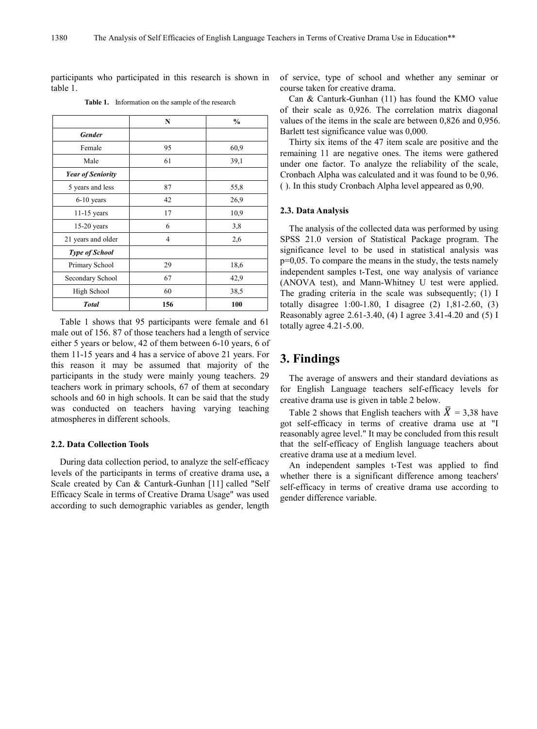participants who participated in this research is shown in table 1.

**Table 1.** Information on the sample of the research

| | N | % |
|---|---|---|
| ***Gender*** | | |
| Female | 95 | 60,9 |
| Male | 61 | 39,1 |
| ***Year of Seniority*** | | |
| 5 years and less | 87 | 55,8 |
| 6-10 years | 42 | 26,9 |
| 11-15 years | 17 | 10,9 |
| 15-20 years | 6 | 3,8 |
| 21 years and older | 4 | 2,6 |
| ***Type of School*** | | |
| Primary School | 29 | 18,6 |
| Secondary School | 67 | 42,9 |
| High School | 60 | 38,5 |
| ***Total*** | **156** | **100** |

Table 1 shows that 95 participants were female and 61 male out of 156. 87 of those teachers had a length of service either 5 years or below, 42 of them between 6-10 years, 6 of them 11-15 years and 4 has a service of above 21 years. For this reason it may be assumed that majority of the participants in the study were mainly young teachers. 29 teachers work in primary schools, 67 of them at secondary schools and 60 in high schools. It can be said that the study was conducted on teachers having varying teaching atmospheres in different schools.

### 2.2. Data Collection Tools

During data collection period, to analyze the self-efficacy levels of the participants in terms of creative drama use**,** a Scale created by Can & Canturk-Gunhan [11] called "Self Efficacy Scale in terms of Creative Drama Usage" was used according to such demographic variables as gender, length of service, type of school and whether any seminar or course taken for creative drama.

Can & Canturk-Gunhan (11) has found the KMO value of their scale as 0,926. The correlation matrix diagonal values of the items in the scale are between 0,826 and 0,956. Barlett test significance value was 0,000.

Thirty six items of the 47 item scale are positive and the remaining 11 are negative ones. The items were gathered under one factor. To analyze the reliability of the scale, Cronbach Alpha was calculated and it was found to be 0,96. ( ). In this study Cronbach Alpha level appeared as 0,90.

### 2.3. Data Analysis

The analysis of the collected data was performed by using SPSS 21.0 version of Statistical Package program. The significance level to be used in statistical analysis was p=0,05. To compare the means in the study, the tests namely independent samples t-Test, one way analysis of variance (ANOVA test), and Mann-Whitney U test were applied. The grading criteria in the scale was subsequently; (1) I totally disagree 1:00-1.80, I disagree (2) 1,81-2.60, (3) Reasonably agree 2.61-3.40, (4) I agree 3.41-4.20 and (5) I totally agree 4.21-5.00.

## 3. Findings

The average of answers and their standard deviations as for English Language teachers self-efficacy levels for creative drama use is given in table 2 below.

Table 2 shows that English teachers with $\bar{X}$ = 3,38 have got self-efficacy in terms of creative drama use at "I reasonably agree level." It may be concluded from this result that the self-efficacy of English language teachers about creative drama use at a medium level.

An independent samples t-Test was applied to find whether there is a significant difference among teachers' self-efficacy in terms of creative drama use according to gender difference variable.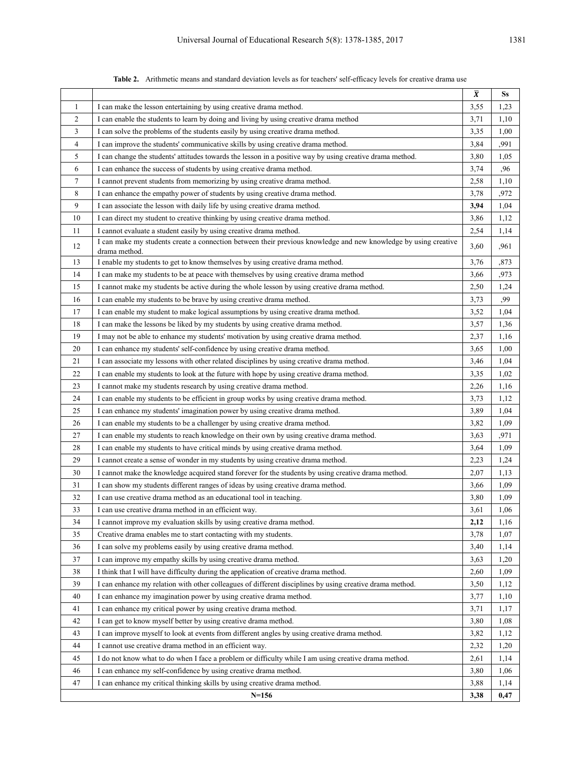**Table 2.** Arithmetic means and standard deviation levels as for teachers' self-efficacy levels for creative drama use

| | | $\bar{X}$ | Ss |
|---|---|---|---|
| 1 | I can make the lesson entertaining by using creative drama method. | 3,55 | 1,23 |
| 2 | I can enable the students to learn by doing and living by using creative drama method | 3,71 | 1,10 |
| 3 | I can solve the problems of the students easily by using creative drama method. | 3,35 | 1,00 |
| 4 | I can improve the students' communicative skills by using creative drama method. | 3,84 | ,991 |
| 5 | I can change the students' attitudes towards the lesson in a positive way by using creative drama method. | 3,80 | 1,05 |
| 6 | I can enhance the success of students by using creative drama method. | 3,74 | ,96 |
| 7 | I cannot prevent students from memorizing by using creative drama method. | 2,58 | 1,10 |
| 8 | I can enhance the empathy power of students by using creative drama method. | 3,78 | ,972 |
| 9 | I can associate the lesson with daily life by using creative drama method. | **3,94** | 1,04 |
| 10 | I can direct my student to creative thinking by using creative drama method. | 3,86 | 1,12 |
| 11 | I cannot evaluate a student easily by using creative drama method. | 2,54 | 1,14 |
| 12 | I can make my students create a connection between their previous knowledge and new knowledge by using creative drama method. | 3,60 | ,961 |
| 13 | I enable my students to get to know themselves by using creative drama method. | 3,76 | ,873 |
| 14 | I can make my students to be at peace with themselves by using creative drama method | 3,66 | ,973 |
| 15 | I cannot make my students be active during the whole lesson by using creative drama method. | 2,50 | 1,24 |
| 16 | I can enable my students to be brave by using creative drama method. | 3,73 | ,99 |
| 17 | I can enable my student to make logical assumptions by using creative drama method. | 3,52 | 1,04 |
| 18 | I can make the lessons be liked by my students by using creative drama method. | 3,57 | 1,36 |
| 19 | I may not be able to enhance my students' motivation by using creative drama method. | 2,37 | 1,16 |
| 20 | I can enhance my students' self-confidence by using creative drama method. | 3,65 | 1,00 |
| 21 | I can associate my lessons with other related disciplines by using creative drama method. | 3,46 | 1,04 |
| 22 | I can enable my students to look at the future with hope by using creative drama method. | 3,35 | 1,02 |
| 23 | I cannot make my students research by using creative drama method. | 2,26 | 1,16 |
| 24 | I can enable my students to be efficient in group works by using creative drama method. | 3,73 | 1,12 |
| 25 | I can enhance my students' imagination power by using creative drama method. | 3,89 | 1,04 |
| 26 | I can enable my students to be a challenger by using creative drama method. | 3,82 | 1,09 |
| 27 | I can enable my students to reach knowledge on their own by using creative drama method. | 3,63 | ,971 |
| 28 | I can enable my students to have critical minds by using creative drama method. | 3,64 | 1,09 |
| 29 | I cannot create a sense of wonder in my students by using creative drama method. | 2,23 | 1,24 |
| 30 | I cannot make the knowledge acquired stand forever for the students by using creative drama method. | 2,07 | 1,13 |
| 31 | I can show my students different ranges of ideas by using creative drama method. | 3,66 | 1,09 |
| 32 | I can use creative drama method as an educational tool in teaching. | 3,80 | 1,09 |
| 33 | I can use creative drama method in an efficient way. | 3,61 | 1,06 |
| 34 | I cannot improve my evaluation skills by using creative drama method. | **2,12** | 1,16 |
| 35 | Creative drama enables me to start contacting with my students. | 3,78 | 1,07 |
| 36 | I can solve my problems easily by using creative drama method. | 3,40 | 1,14 |
| 37 | I can improve my empathy skills by using creative drama method. | 3,63 | 1,20 |
| 38 | I think that I will have difficulty during the application of creative drama method. | 2,60 | 1,09 |
| 39 | I can enhance my relation with other colleagues of different disciplines by using creative drama method. | 3,50 | 1,12 |
| 40 | I can enhance my imagination power by using creative drama method. | 3,77 | 1,10 |
| 41 | I can enhance my critical power by using creative drama method. | 3,71 | 1,17 |
| 42 | I can get to know myself better by using creative drama method. | 3,80 | 1,08 |
| 43 | I can improve myself to look at events from different angles by using creative drama method. | 3,82 | 1,12 |
| 44 | I cannot use creative drama method in an efficient way. | 2,32 | 1,20 |
| 45 | I do not know what to do when I face a problem or difficulty while I am using creative drama method. | 2,61 | 1,14 |
| 46 | I can enhance my self-confidence by using creative drama method. | 3,80 | 1,06 |
| 47 | I can enhance my critical thinking skills by using creative drama method. | 3,88 | 1,14 |
| | **N=156** | **3,38** | **0,47** |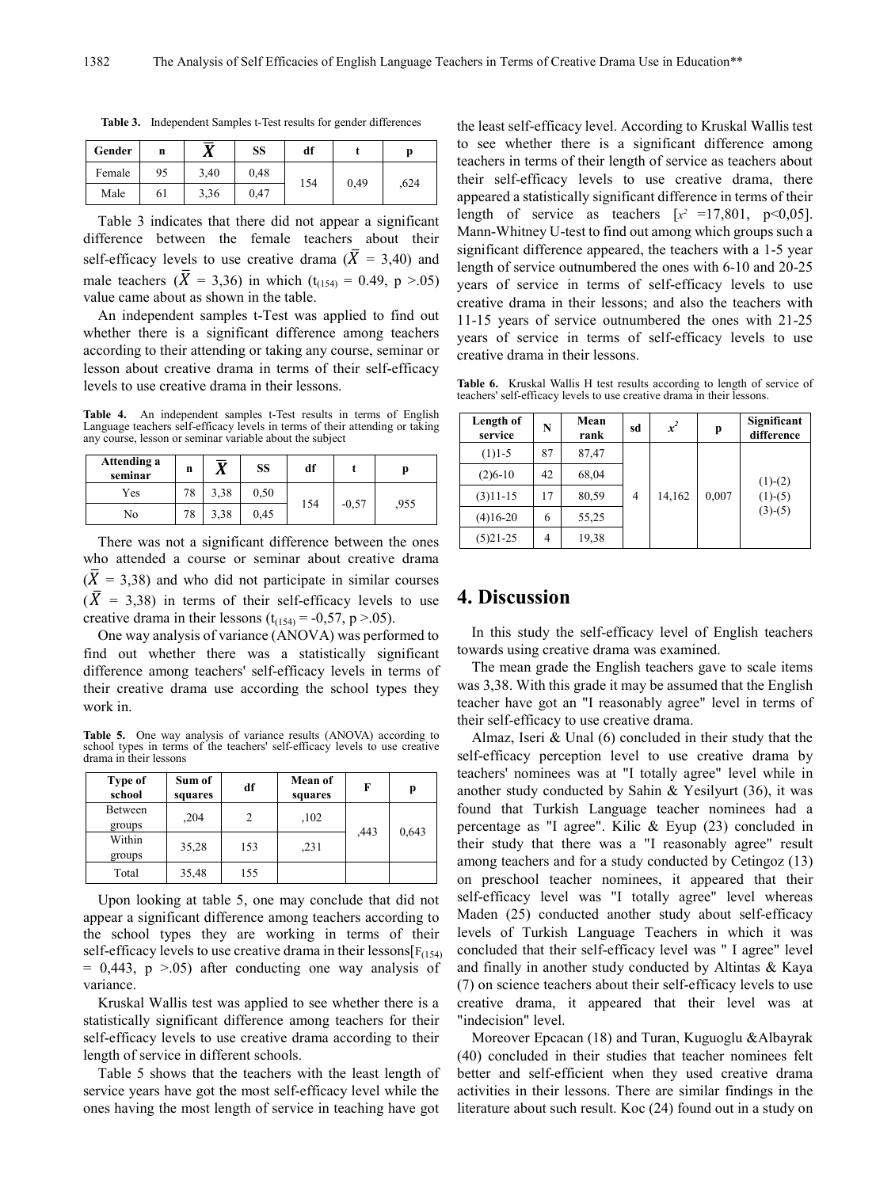**Table 3.** Independent Samples t-Test results for gender differences

| Gender | n | $\bar{X}$ | SS | df | t | p |
|---|---|---|---|---|---|---|
| Female | 95 | 3,40 | 0,48 | 154 | 0,49 | ,624 |
| Male | 61 | 3,36 | 0,47 | | | |

Table 3 indicates that there did not appear a significant difference between the female teachers about their self-efficacy levels to use creative drama ($\bar{X}$ = 3,40) and male teachers ($\bar{X}$ = 3,36) in which ($t_{(154)}$ = 0.49, p >.05) value came about as shown in the table.

An independent samples t-Test was applied to find out whether there is a significant difference among teachers according to their attending or taking any course, seminar or lesson about creative drama in terms of their self-efficacy levels to use creative drama in their lessons.

**Table 4.** An independent samples t-Test results in terms of English Language teachers self-efficacy levels in terms of their attending or taking any course, lesson or seminar variable about the subject

| Attending a seminar | n | $\bar{X}$ | SS | df | t | p |
|---|---|---|---|---|---|---|
| Yes | 78 | 3,38 | 0,50 | 154 | -0,57 | ,955 |
| No | 78 | 3,38 | 0,45 | | | |

There was not a significant difference between the ones who attended a course or seminar about creative drama ($\bar{X}$ = 3,38) and who did not participate in similar courses ($\bar{X}$ = 3,38) in terms of their self-efficacy levels to use creative drama in their lessons ($t_{(154)}$ = -0,57, p >.05).

One way analysis of variance (ANOVA) was performed to find out whether there was a statistically significant difference among teachers' self-efficacy levels in terms of their creative drama use according the school types they work in.

**Table 5.** One way analysis of variance results (ANOVA) according to school types in terms of the teachers' self-efficacy levels to use creative drama in their lessons

| Type of school | Sum of squares | df | Mean of squares | F | p |
|---|---|---|---|---|---|
| Between groups | ,204 | 2 | ,102 | ,443 | 0,643 |
| Within groups | 35,28 | 153 | ,231 | | |
| Total | 35,48 | 155 | | | |

Upon looking at table 5, one may conclude that did not appear a significant difference among teachers according to the school types they are working in terms of their self-efficacy levels to use creative drama in their lessons[$F_{(154)}$ = 0,443, p >.05) after conducting one way analysis of variance.

Kruskal Wallis test was applied to see whether there is a statistically significant difference among teachers for their self-efficacy levels to use creative drama according to their length of service in different schools.

Table 5 shows that the teachers with the least length of service years have got the most self-efficacy level while the ones having the most length of service in teaching have got the least self-efficacy level. According to Kruskal Wallis test to see whether there is a significant difference among teachers in terms of their length of service as teachers about their self-efficacy levels to use creative drama, there appeared a statistically significant difference in terms of their length of service as teachers [$x^2$ =17,801, p<0,05]. Mann-Whitney U-test to find out among which groups such a significant difference appeared, the teachers with a 1-5 year length of service outnumbered the ones with 6-10 and 20-25 years of service in terms of self-efficacy levels to use creative drama in their lessons; and also the teachers with 11-15 years of service outnumbered the ones with 21-25 years of service in terms of self-efficacy levels to use creative drama in their lessons.

**Table 6.** Kruskal Wallis H test results according to length of service of teachers' self-efficacy levels to use creative drama in their lessons.

| Length of service | N | Mean rank | sd | $x^2$ | p | Significant difference |
|---|---|---|---|---|---|---|
| (1)1-5 | 87 | 87,47 | 4 | 14,162 | 0,007 | (1)-(2) (1)-(5) (3)-(5) |
| (2)6-10 | 42 | 68,04 | | | | |
| (3)11-15 | 17 | 80,59 | | | | |
| (4)16-20 | 6 | 55,25 | | | | |
| (5)21-25 | 4 | 19,38 | | | | |

## 4. Discussion

In this study the self-efficacy level of English teachers towards using creative drama was examined.

The mean grade the English teachers gave to scale items was 3,38. With this grade it may be assumed that the English teacher have got an "I reasonably agree" level in terms of their self-efficacy to use creative drama.

Almaz, Iseri & Unal (6) concluded in their study that the self-efficacy perception level to use creative drama by teachers' nominees was at "I totally agree" level while in another study conducted by Sahin & Yesilyurt (36), it was found that Turkish Language teacher nominees had a percentage as "I agree". Kilic & Eyup (23) concluded in their study that there was a "I reasonably agree" result among teachers and for a study conducted by Cetingoz (13) on preschool teacher nominees, it appeared that their self-efficacy level was "I totally agree" level whereas Maden (25) conducted another study about self-efficacy levels of Turkish Language Teachers in which it was concluded that their self-efficacy level was " I agree" level and finally in another study conducted by Altintas & Kaya (7) on science teachers about their self-efficacy levels to use creative drama, it appeared that their level was at "indecision" level.

Moreover Epcacan (18) and Turan, Kuguoglu &Albayrak (40) concluded in their studies that teacher nominees felt better and self-efficient when they used creative drama activities in their lessons. There are similar findings in the literature about such result. Koc (24) found out in a study on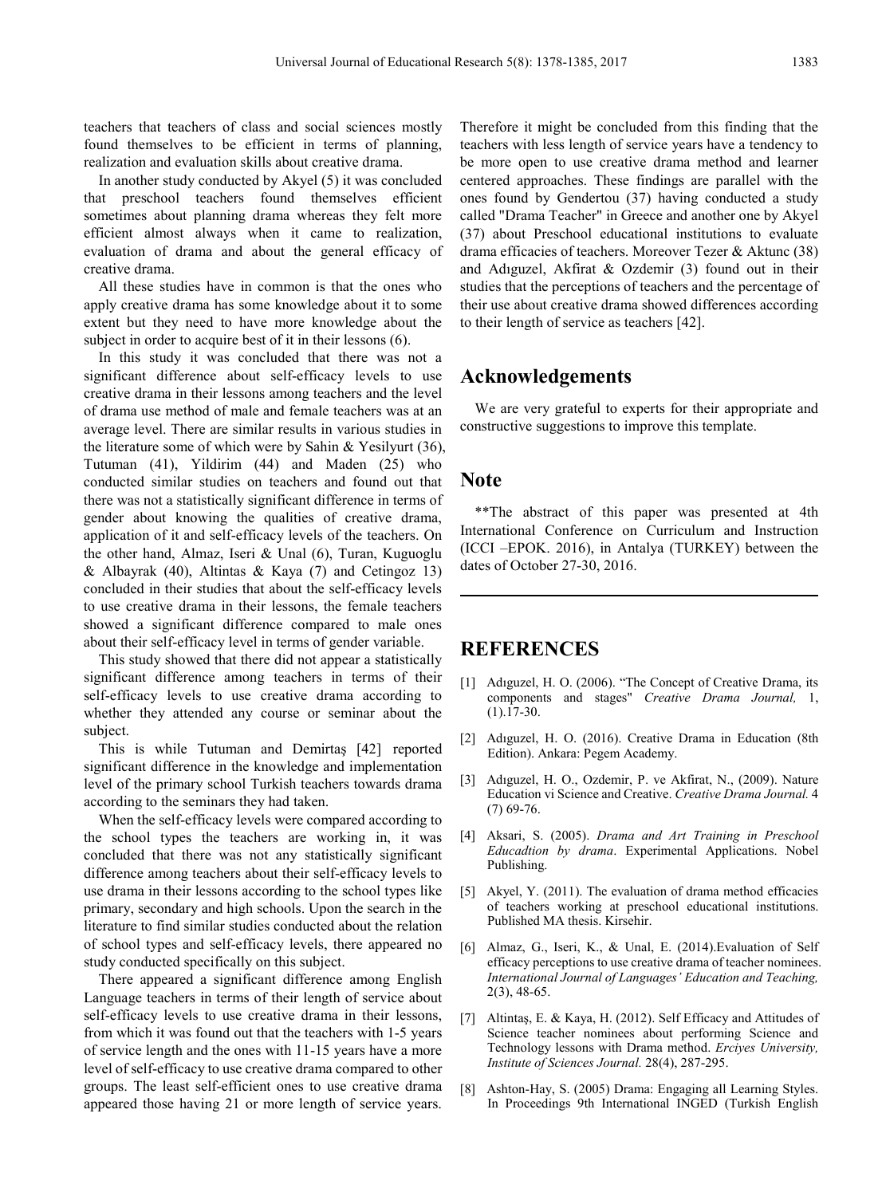teachers that teachers of class and social sciences mostly found themselves to be efficient in terms of planning, realization and evaluation skills about creative drama.

In another study conducted by Akyel (5) it was concluded that preschool teachers found themselves efficient sometimes about planning drama whereas they felt more efficient almost always when it came to realization, evaluation of drama and about the general efficacy of creative drama.

All these studies have in common is that the ones who apply creative drama has some knowledge about it to some extent but they need to have more knowledge about the subject in order to acquire best of it in their lessons (6).

In this study it was concluded that there was not a significant difference about self-efficacy levels to use creative drama in their lessons among teachers and the level of drama use method of male and female teachers was at an average level. There are similar results in various studies in the literature some of which were by Sahin & Yesilyurt (36), Tutuman (41), Yildirim (44) and Maden (25) who conducted similar studies on teachers and found out that there was not a statistically significant difference in terms of gender about knowing the qualities of creative drama, application of it and self-efficacy levels of the teachers. On the other hand, Almaz, Iseri & Unal (6), Turan, Kuguoglu & Albayrak (40), Altintas & Kaya (7) and Cetingoz 13) concluded in their studies that about the self-efficacy levels to use creative drama in their lessons, the female teachers showed a significant difference compared to male ones about their self-efficacy level in terms of gender variable.

This study showed that there did not appear a statistically significant difference among teachers in terms of their self-efficacy levels to use creative drama according to whether they attended any course or seminar about the subject.

This is while Tutuman and Demirtaş [42] reported significant difference in the knowledge and implementation level of the primary school Turkish teachers towards drama according to the seminars they had taken.

When the self-efficacy levels were compared according to the school types the teachers are working in, it was concluded that there was not any statistically significant difference among teachers about their self-efficacy levels to use drama in their lessons according to the school types like primary, secondary and high schools. Upon the search in the literature to find similar studies conducted about the relation of school types and self-efficacy levels, there appeared no study conducted specifically on this subject.

There appeared a significant difference among English Language teachers in terms of their length of service about self-efficacy levels to use creative drama in their lessons, from which it was found out that the teachers with 1-5 years of service length and the ones with 11-15 years have a more level of self-efficacy to use creative drama compared to other groups. The least self-efficient ones to use creative drama appeared those having 21 or more length of service years. Therefore it might be concluded from this finding that the teachers with less length of service years have a tendency to be more open to use creative drama method and learner centered approaches. These findings are parallel with the ones found by Gendertou (37) having conducted a study called "Drama Teacher" in Greece and another one by Akyel (37) about Preschool educational institutions to evaluate drama efficacies of teachers. Moreover Tezer & Aktunc (38) and Adıguzel, Akfirat & Ozdemir (3) found out in their studies that the perceptions of teachers and the percentage of their use about creative drama showed differences according to their length of service as teachers [42].

## Acknowledgements

We are very grateful to experts for their appropriate and constructive suggestions to improve this template.

## Note

**The abstract of this paper was presented at 4th International Conference on Curriculum and Instruction (ICCI –EPOK. 2016), in Antalya (TURKEY) between the dates of October 27-30, 2016.

## REFERENCES

[1] Adıguzel, H. O. (2006). "The Concept of Creative Drama, its components and stages" *Creative Drama Journal,* 1, (1).17-30.

[2] Adıguzel, H. O. (2016). Creative Drama in Education (8th Edition). Ankara: Pegem Academy.

[3] Adıguzel, H. O., Ozdemir, P. ve Akfirat, N., (2009). Nature Education vi Science and Creative. *Creative Drama Journal.* 4 (7) 69-76.

[4] Aksari, S. (2005). *Drama and Art Training in Preschool Educadtion by drama*. Experimental Applications. Nobel Publishing.

[5] Akyel, Y. (2011). The evaluation of drama method efficacies of teachers working at preschool educational institutions. Published MA thesis. Kirsehir.

[6] Almaz, G., Iseri, K., & Unal, E. (2014).Evaluation of Self efficacy perceptions to use creative drama of teacher nominees. *International Journal of Languages' Education and Teaching,* 2(3), 48-65.

[7] Altintaş, E. & Kaya, H. (2012). Self Efficacy and Attitudes of Science teacher nominees about performing Science and Technology lessons with Drama method. *Erciyes University, Institute of Sciences Journal.* 28(4), 287-295.

[8] Ashton-Hay, S. (2005) Drama: Engaging all Learning Styles. In Proceedings 9th International INGED (Turkish English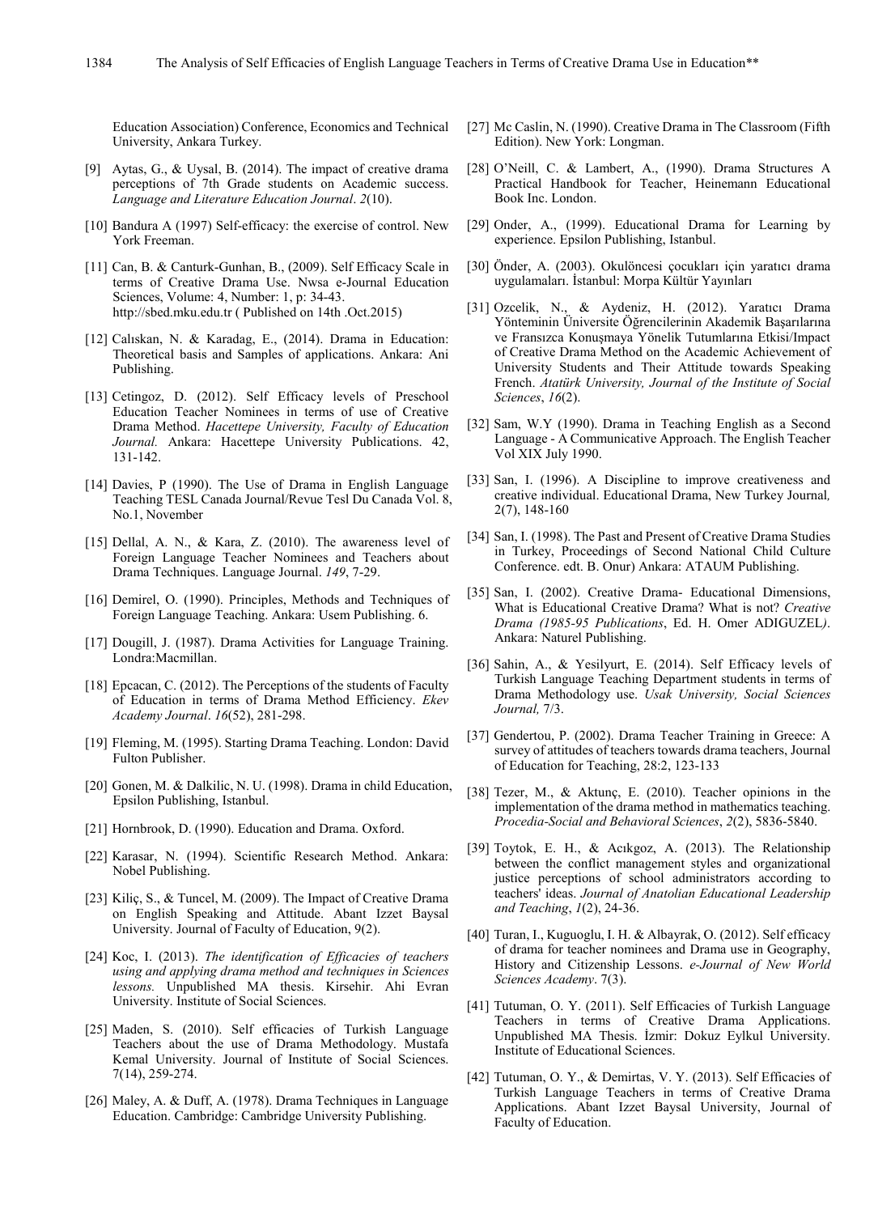Education Association) Conference, Economics and Technical University, Ankara Turkey.

[9] Aytas, G., & Uysal, B. (2014). The impact of creative drama perceptions of 7th Grade students on Academic success. *Language and Literature Education Journal*. *2*(10).

[10] Bandura A (1997) Self-efficacy: the exercise of control. New York Freeman.

[11] Can, B. & Canturk-Gunhan, B., (2009). Self Efficacy Scale in terms of Creative Drama Use. Nwsa e-Journal Education Sciences, Volume: 4, Number: 1, p: 34-43. http://sbed.mku.edu.tr ( Published on 14th .Oct.2015)

[12] Calıskan, N. & Karadag, E., (2014). Drama in Education: Theoretical basis and Samples of applications. Ankara: Ani Publishing.

[13] Cetingoz, D. (2012). Self Efficacy levels of Preschool Education Teacher Nominees in terms of use of Creative Drama Method. *Hacettepe University, Faculty of Education Journal.* Ankara: Hacettepe University Publications. 42, 131-142.

[14] Davies, P (1990). The Use of Drama in English Language Teaching TESL Canada Journal/Revue Tesl Du Canada Vol. 8, No.1, November

[15] Dellal, A. N., & Kara, Z. (2010). The awareness level of Foreign Language Teacher Nominees and Teachers about Drama Techniques. Language Journal. *149*, 7-29.

[16] Demirel, O. (1990). Principles, Methods and Techniques of Foreign Language Teaching. Ankara: Usem Publishing. 6.

[17] Dougill, J. (1987). Drama Activities for Language Training. Londra:Macmillan.

[18] Epcacan, C. (2012). The Perceptions of the students of Faculty of Education in terms of Drama Method Efficiency. *Ekev Academy Journal*. *16*(52), 281-298.

[19] Fleming, M. (1995). Starting Drama Teaching. London: David Fulton Publisher.

[20] Gonen, M. & Dalkilic, N. U. (1998). Drama in child Education, Epsilon Publishing, Istanbul.

[21] Hornbrook, D. (1990). Education and Drama. Oxford.

[22] Karasar, N. (1994). Scientific Research Method. Ankara: Nobel Publishing.

[23] Kiliç, S., & Tuncel, M. (2009). The Impact of Creative Drama on English Speaking and Attitude. Abant Izzet Baysal University. Journal of Faculty of Education, 9(2).

[24] Koc, I. (2013). *The identification of Efficacies of teachers using and applying drama method and techniques in Sciences lessons.* Unpublished MA thesis. Kirsehir. Ahi Evran University. Institute of Social Sciences.

[25] Maden, S. (2010). Self efficacies of Turkish Language Teachers about the use of Drama Methodology. Mustafa Kemal University. Journal of Institute of Social Sciences. 7(14), 259-274.

[26] Maley, A. & Duff, A. (1978). Drama Techniques in Language Education. Cambridge: Cambridge University Publishing.

[27] Mc Caslin, N. (1990). Creative Drama in The Classroom (Fifth Edition). New York: Longman.

[28] O'Neill, C. & Lambert, A., (1990). Drama Structures A Practical Handbook for Teacher, Heinemann Educational Book Inc. London.

[29] Onder, A., (1999). Educational Drama for Learning by experience. Epsilon Publishing, Istanbul.

[30] Önder, A. (2003). Okulöncesi çocukları için yaratıcı drama uygulamaları. İstanbul: Morpa Kültür Yayınları

[31] Ozcelik, N., & Aydeniz, H. (2012). Yaratıcı Drama Yönteminin Üniversite Öğrencilerinin Akademik Başarılarına ve Fransızca Konuşmaya Yönelik Tutumlarına Etkisi/Impact of Creative Drama Method on the Academic Achievement of University Students and Their Attitude towards Speaking French. *Atatürk University, Journal of the Institute of Social Sciences*, *16*(2).

[32] Sam, W.Y (1990). Drama in Teaching English as a Second Language - A Communicative Approach. The English Teacher Vol XIX July 1990.

[33] San, I. (1996). A Discipline to improve creativeness and creative individual. Educational Drama, New Turkey Journal*,* 2(7), 148-160

[34] San, I. (1998). The Past and Present of Creative Drama Studies in Turkey, Proceedings of Second National Child Culture Conference. edt. B. Onur) Ankara: ATAUM Publishing.

[35] San, I. (2002). Creative Drama- Educational Dimensions, What is Educational Creative Drama? What is not? *Creative Drama (1985-95 Publications*, Ed. H. Omer ADIGUZEL*)*. Ankara: Naturel Publishing.

[36] Sahin, A., & Yesilyurt, E. (2014). Self Efficacy levels of Turkish Language Teaching Department students in terms of Drama Methodology use. *Usak University, Social Sciences Journal,* 7/3.

[37] Gendertou, P. (2002). Drama Teacher Training in Greece: A survey of attitudes of teachers towards drama teachers, Journal of Education for Teaching, 28:2, 123-133

[38] Tezer, M., & Aktunç, E. (2010). Teacher opinions in the implementation of the drama method in mathematics teaching. *Procedia-Social and Behavioral Sciences*, *2*(2), 5836-5840.

[39] Toytok, E. H., & Acıkgoz, A. (2013). The Relationship between the conflict management styles and organizational justice perceptions of school administrators according to teachers' ideas. *Journal of Anatolian Educational Leadership and Teaching*, *1*(2), 24-36.

[40] Turan, I., Kuguoglu, I. H. & Albayrak, O. (2012). Self efficacy of drama for teacher nominees and Drama use in Geography, History and Citizenship Lessons. *e-Journal of New World Sciences Academy*. 7(3).

[41] Tutuman, O. Y. (2011). Self Efficacies of Turkish Language Teachers in terms of Creative Drama Applications. Unpublished MA Thesis. İzmir: Dokuz Eylkul University. Institute of Educational Sciences.

[42] Tutuman, O. Y., & Demirtas, V. Y. (2013). Self Efficacies of Turkish Language Teachers in terms of Creative Drama Applications. Abant Izzet Baysal University, Journal of Faculty of Education.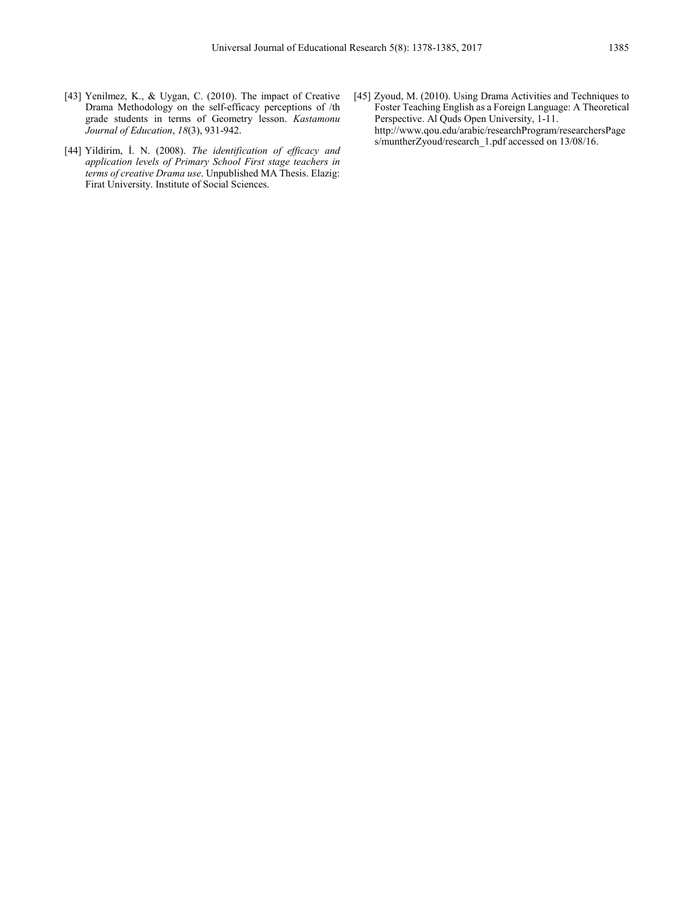[43] Yenilmez, K., & Uygan, C. (2010). The impact of Creative Drama Methodology on the self-efficacy perceptions of /th grade students in terms of Geometry lesson. *Kastamonu Journal of Education*, *18*(3), 931-942.

[44] Yildirim, İ. N. (2008). *The identification of efficacy and application levels of Primary School First stage teachers in terms of creative Drama use*. Unpublished MA Thesis. Elazig: Firat University. Institute of Social Sciences.

[45] Zyoud, M. (2010). Using Drama Activities and Techniques to Foster Teaching English as a Foreign Language: A Theoretical Perspective. Al Quds Open University, 1-11. http://www.qou.edu/arabic/researchProgram/researchersPages/muntherZyoud/research_1.pdf accessed on 13/08/16.